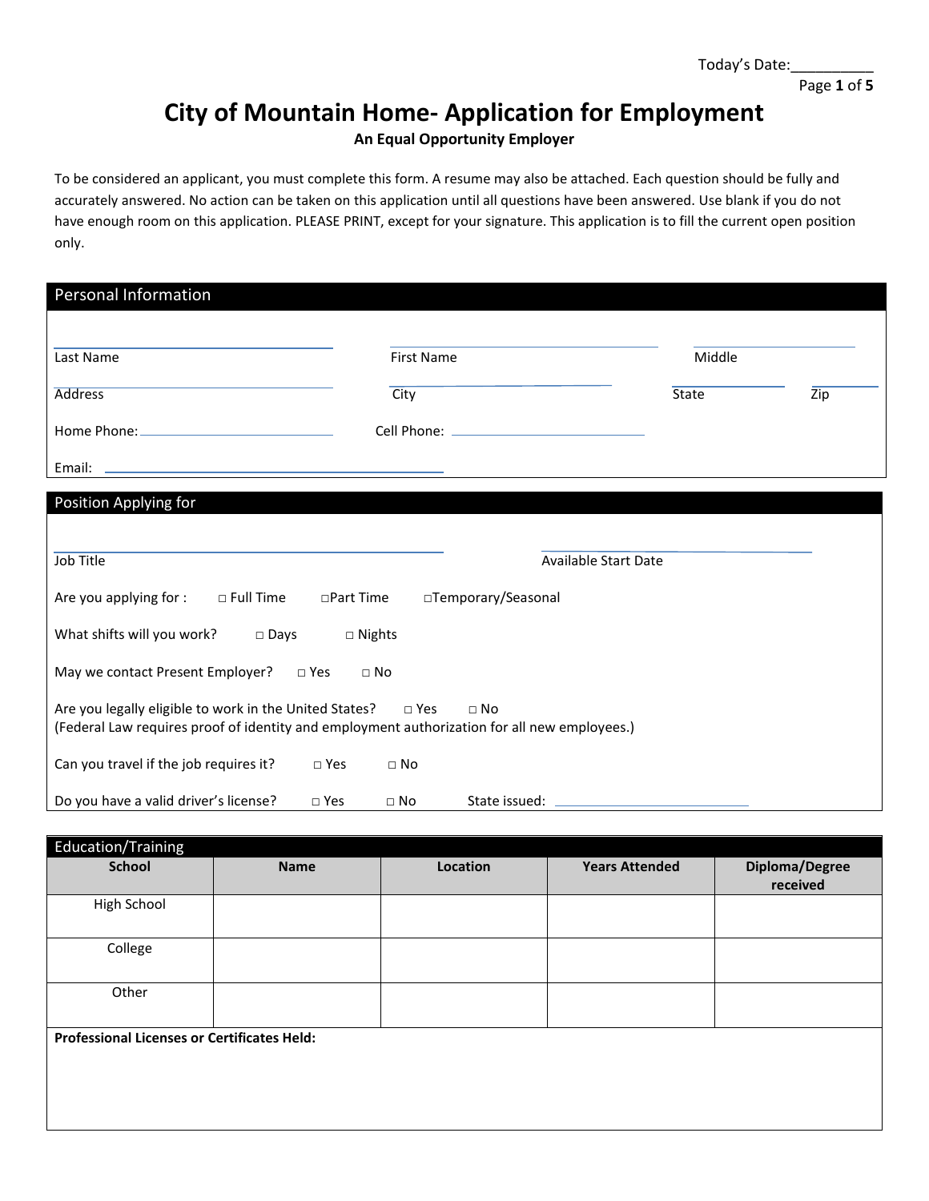Today's Date:__________

# City of Mountain Home- Application for Employment

**An Equal Opportunity Employer**

To be considered an applicant, you must complete this form. A resume may also be attached. Each question should be fully and accurately answered. No action can be taken on this application until all questions have been answered. Use blank if you do not have enough room on this application. PLEASE PRINT, except for your signature. This application is to fill the current open position only.

## Personal Information

Last Name ______________________ First Name ______________________ Middle ______________

Address ______________________ City ______________________ State __________ Zip ________

Home Phone: ______________________ Cell Phone: ______________________

Email: ______________________________

## Position Applying for

Job Title ______________________________ Available Start Date ______________________

Are you applying for : □ Full Time □Part Time □Temporary/Seasonal

What shifts will you work? □ Days □ Nights

May we contact Present Employer? □ Yes □ No

Are you legally eligible to work in the United States? □ Yes □ No
(Federal Law requires proof of identity and employment authorization for all new employees.)

Can you travel if the job requires it? □ Yes □ No

Do you have a valid driver's license? □ Yes □ No State issued: ______________________

## Education/Training

| School | Name | Location | Years Attended | Diploma/Degree received |
|---|---|---|---|---|
| High School | | | | |
| College | | | | |
| Other | | | | |

**Professional Licenses or Certificates Held:**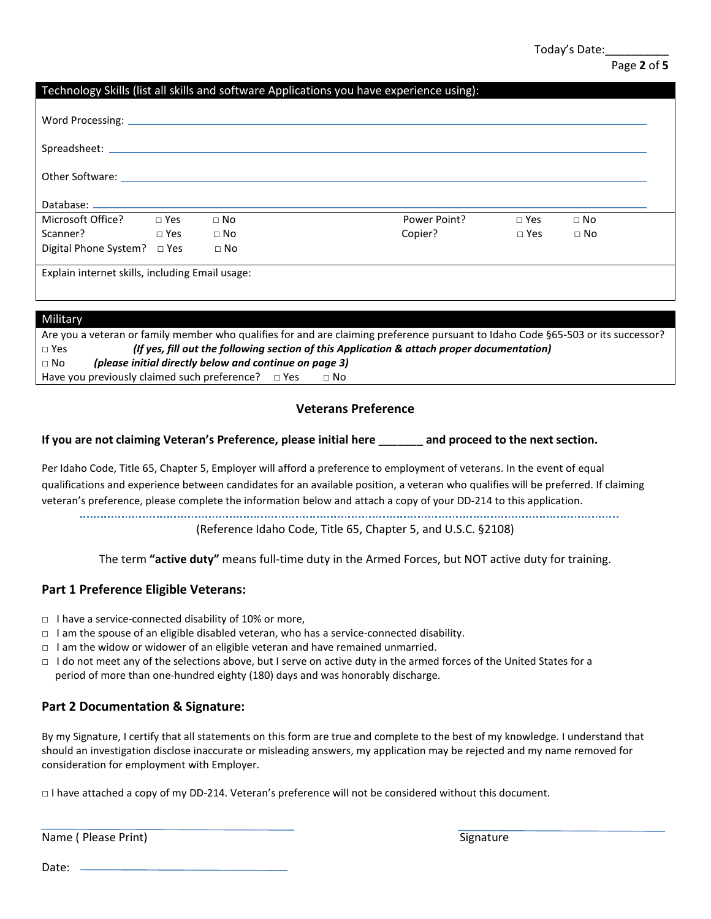Today's Date:__________

## Technology Skills (list all skills and software Applications you have experience using):

Word Processing: ______________________________________________

Spreadsheet: ______________________________________________

Other Software: ______________________________________________

Database: ______________________________________________

| | | | | | |
|---|---|---|---|---|---|
| Microsoft Office? | □ Yes | □ No | Power Point? | □ Yes | □ No |
| Scanner? | □ Yes | □ No | Copier? | □ Yes | □ No |
| Digital Phone System? | □ Yes | □ No | | | |

Explain internet skills, including Email usage:

## Military

Are you a veteran or family member who qualifies for and are claiming preference pursuant to Idaho Code §65-503 or its successor?

□ Yes *(If yes, fill out the following section of this Application & attach proper documentation)*

□ No *(please initial directly below and continue on page 3)*

Have you previously claimed such preference? □ Yes □ No

## Veterans Preference

**If you are not claiming Veteran's Preference, please initial here _______ and proceed to the next section.**

Per Idaho Code, Title 65, Chapter 5, Employer will afford a preference to employment of veterans. In the event of equal qualifications and experience between candidates for an available position, a veteran who qualifies will be preferred. If claiming veteran's preference, please complete the information below and attach a copy of your DD-214 to this application.

(Reference Idaho Code, Title 65, Chapter 5, and U.S.C. §2108)

The term **"active duty"** means full-time duty in the Armed Forces, but NOT active duty for training.

### Part 1 Preference Eligible Veterans:

- □ I have a service-connected disability of 10% or more,
- □ I am the spouse of an eligible disabled veteran, who has a service-connected disability.
- □ I am the widow or widower of an eligible veteran and have remained unmarried.
- □ I do not meet any of the selections above, but I serve on active duty in the armed forces of the United States for a period of more than one-hundred eighty (180) days and was honorably discharge.

### Part 2 Documentation & Signature:

By my Signature, I certify that all statements on this form are true and complete to the best of my knowledge. I understand that should an investigation disclose inaccurate or misleading answers, my application may be rejected and my name removed for consideration for employment with Employer.

□ I have attached a copy of my DD-214. Veteran's preference will not be considered without this document.

______________________________ ______________________________

Name ( Please Print) Signature

Date: ______________________________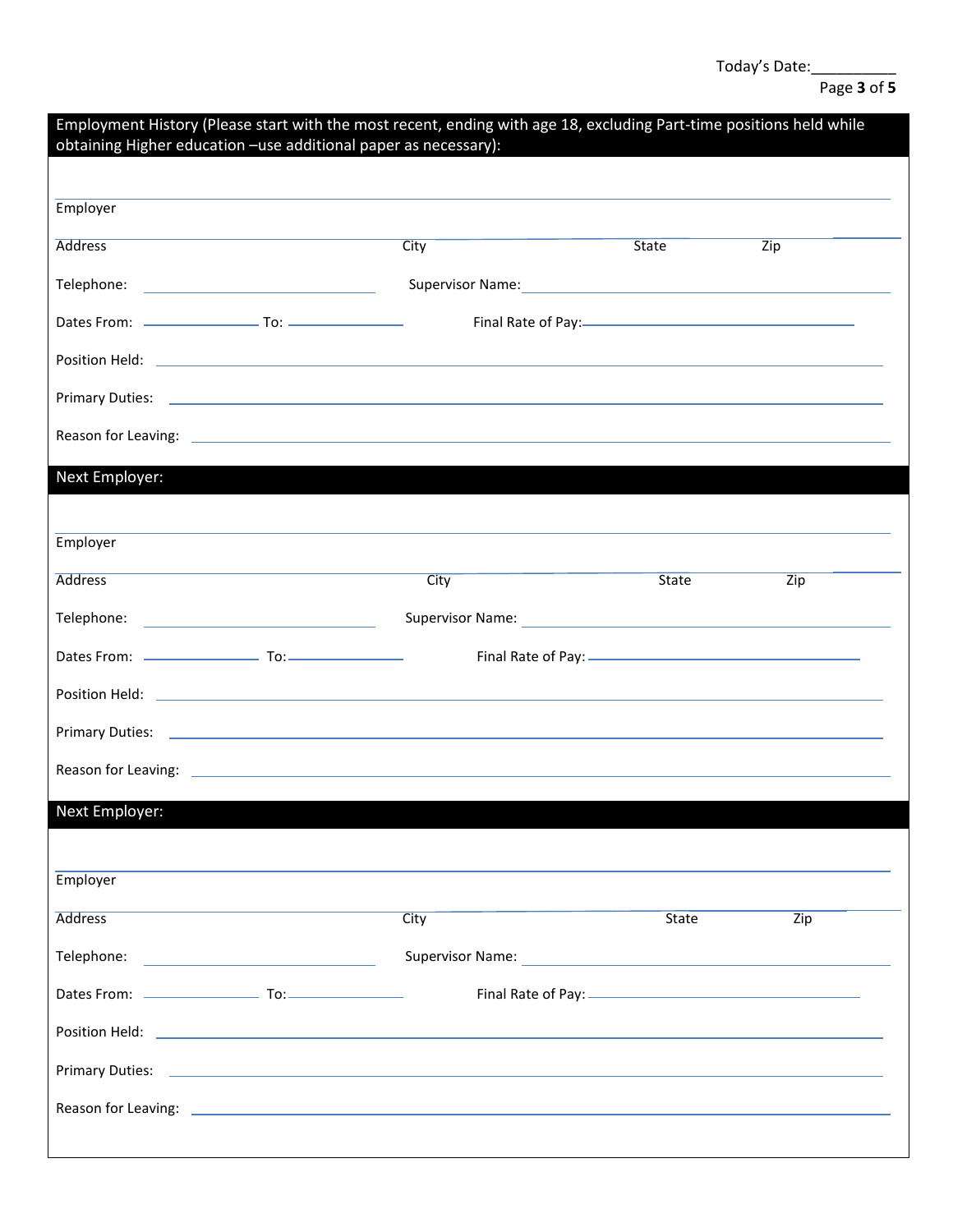Today's Date:__________

## Employment History (Please start with the most recent, ending with age 18, excluding Part-time positions held while obtaining Higher education –use additional paper as necessary):

Employer

Address City State Zip

Telephone: ____________________ Supervisor Name: ____________________

Dates From: __________ To: __________ Final Rate of Pay: ____________________

Position Held: ____________________

Primary Duties: ____________________

Reason for Leaving: ____________________

## Next Employer:

Employer

Address City State Zip

Telephone: ____________________ Supervisor Name: ____________________

Dates From: __________ To: __________ Final Rate of Pay: ____________________

Position Held: ____________________

Primary Duties: ____________________

Reason for Leaving: ____________________

## Next Employer:

Employer

Address City State Zip

Telephone: ____________________ Supervisor Name: ____________________

Dates From: __________ To: __________ Final Rate of Pay: ____________________

Position Held: ____________________

Primary Duties: ____________________

Reason for Leaving: ____________________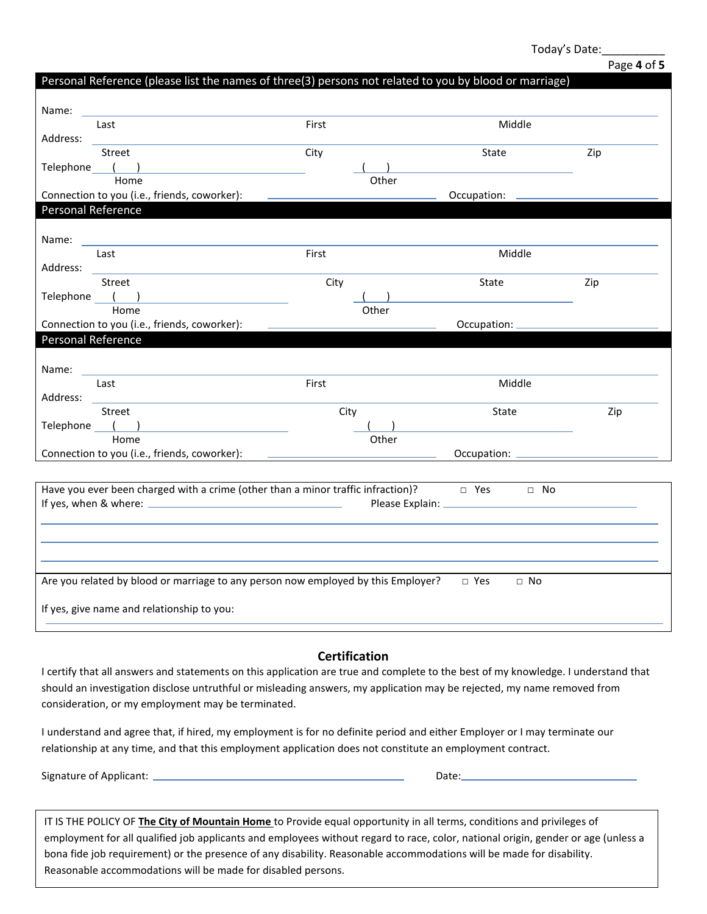Today's Date:__________

## Personal Reference (please list the names of three(3) persons not related to you by blood or marriage)

Name: ______________________________________________
Last First Middle

Address: ______________________________________________
Street City State Zip

Telephone ( ) ____________________ ( ) ____________________
Home Other

Connection to you (i.e., friends, coworker): ____________________ Occupation: ____________________

## Personal Reference

Name: ______________________________________________
Last First Middle

Address: ______________________________________________
Street City State Zip

Telephone ( ) ____________________ ( ) ____________________
Home Other

Connection to you (i.e., friends, coworker): ____________________ Occupation: ____________________

## Personal Reference

Name: ______________________________________________
Last First Middle

Address: ______________________________________________
Street City State Zip

Telephone ( ) ____________________ ( ) ____________________
Home Other

Connection to you (i.e., friends, coworker): ____________________ Occupation: ____________________

---

Have you ever been charged with a crime (other than a minor traffic infraction)? □ Yes □ No

If yes, when & where: ____________________ Please Explain: ____________________

______________________________________________

______________________________________________

______________________________________________

Are you related by blood or marriage to any person now employed by this Employer? □ Yes □ No

If yes, give name and relationship to you:

______________________________________________

## Certification

I certify that all answers and statements on this application are true and complete to the best of my knowledge. I understand that should an investigation disclose untruthful or misleading answers, my application may be rejected, my name removed from consideration, or my employment may be terminated.

I understand and agree that, if hired, my employment is for no definite period and either Employer or I may terminate our relationship at any time, and that this employment application does not constitute an employment contract.

Signature of Applicant: ______________________________ Date:____________________

IT IS THE POLICY OF **The City of Mountain Home** to Provide equal opportunity in all terms, conditions and privileges of employment for all qualified job applicants and employees without regard to race, color, national origin, gender or age (unless a bona fide job requirement) or the presence of any disability. Reasonable accommodations will be made for disability. Reasonable accommodations will be made for disabled persons.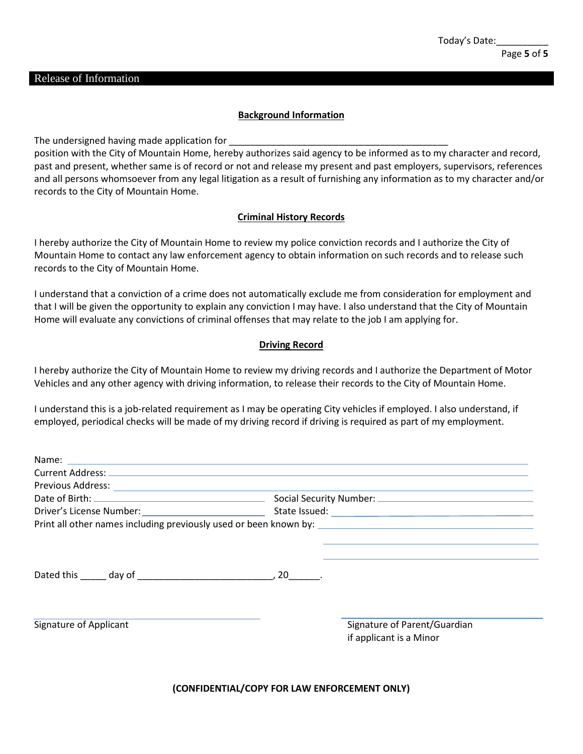Today's Date:__________

## Release of Information

### Background Information

The undersigned having made application for ___________________________________________ position with the City of Mountain Home, hereby authorizes said agency to be informed as to my character and record, past and present, whether same is of record or not and release my present and past employers, supervisors, references and all persons whomsoever from any legal litigation as a result of furnishing any information as to my character and/or records to the City of Mountain Home.

### Criminal History Records

I hereby authorize the City of Mountain Home to review my police conviction records and I authorize the City of Mountain Home to contact any law enforcement agency to obtain information on such records and to release such records to the City of Mountain Home.

I understand that a conviction of a crime does not automatically exclude me from consideration for employment and that I will be given the opportunity to explain any conviction I may have. I also understand that the City of Mountain Home will evaluate any convictions of criminal offenses that may relate to the job I am applying for.

### Driving Record

I hereby authorize the City of Mountain Home to review my driving records and I authorize the Department of Motor Vehicles and any other agency with driving information, to release their records to the City of Mountain Home.

I understand this is a job-related requirement as I may be operating City vehicles if employed. I also understand, if employed, periodical checks will be made of my driving record if driving is required as part of my employment.

Name: ____________________________________________

Current Address: ____________________________________________

Previous Address: ____________________________________________

Date of Birth: ______________________ Social Security Number: ______________________

Driver's License Number: ______________________ State Issued: ______________________

Print all other names including previously used or been known by: ______________________

______________________

______________________

Dated this _____ day of __________________________, 20______.

______________________ Signature of Applicant

______________________ Signature of Parent/Guardian if applicant is a Minor

**(CONFIDENTIAL/COPY FOR LAW ENFORCEMENT ONLY)**